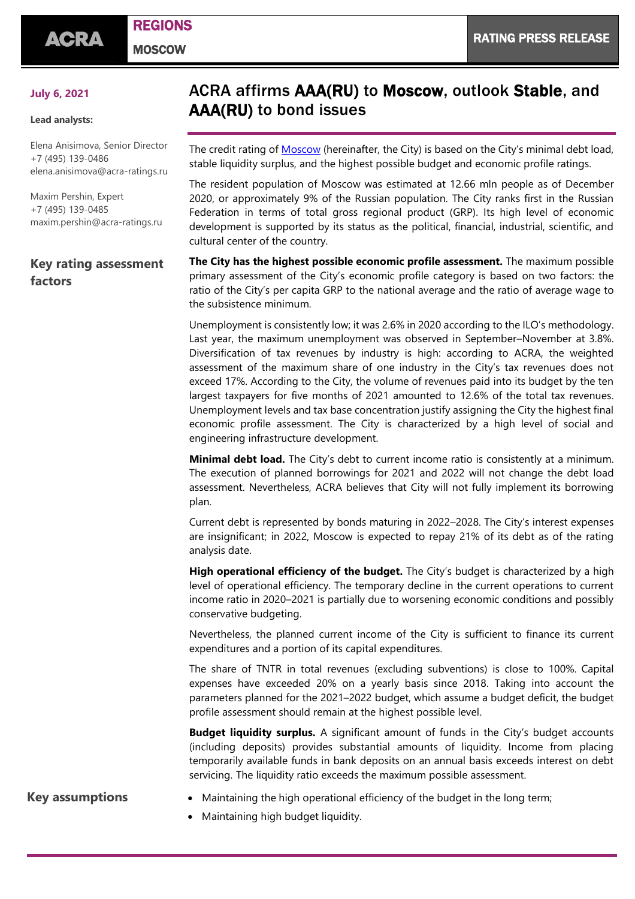July 6, 2021

**Lead analysts:**

Elena Anisimova, Senior Director
+7 (495) 139-0486
elena.anisimova@acra-ratings.ru

Maxim Pershin, Expert
+7 (495) 139-0485
maxim.pershin@acra-ratings.ru

# ACRA affirms **AAA(RU)** to **Moscow**, outlook **Stable**, and **AAA(RU)** to bond issues

The credit rating of Moscow (hereinafter, the City) is based on the City's minimal debt load, stable liquidity surplus, and the highest possible budget and economic profile ratings.

The resident population of Moscow was estimated at 12.66 mln people as of December 2020, or approximately 9% of the Russian population. The City ranks first in the Russian Federation in terms of total gross regional product (GRP). Its high level of economic development is supported by its status as the political, financial, industrial, scientific, and cultural center of the country.

## Key rating assessment factors

**The City has the highest possible economic profile assessment.** The maximum possible primary assessment of the City's economic profile category is based on two factors: the ratio of the City's per capita GRP to the national average and the ratio of average wage to the subsistence minimum.

Unemployment is consistently low; it was 2.6% in 2020 according to the ILO's methodology. Last year, the maximum unemployment was observed in September–November at 3.8%. Diversification of tax revenues by industry is high: according to ACRA, the weighted assessment of the maximum share of one industry in the City's tax revenues does not exceed 17%. According to the City, the volume of revenues paid into its budget by the ten largest taxpayers for five months of 2021 amounted to 12.6% of the total tax revenues. Unemployment levels and tax base concentration justify assigning the City the highest final economic profile assessment. The City is characterized by a high level of social and engineering infrastructure development.

**Minimal debt load.** The City's debt to current income ratio is consistently at a minimum. The execution of planned borrowings for 2021 and 2022 will not change the debt load assessment. Nevertheless, ACRA believes that City will not fully implement its borrowing plan.

Current debt is represented by bonds maturing in 2022–2028. The City's interest expenses are insignificant; in 2022, Moscow is expected to repay 21% of its debt as of the rating analysis date.

**High operational efficiency of the budget.** The City's budget is characterized by a high level of operational efficiency. The temporary decline in the current operations to current income ratio in 2020–2021 is partially due to worsening economic conditions and possibly conservative budgeting.

Nevertheless, the planned current income of the City is sufficient to finance its current expenditures and a portion of its capital expenditures.

The share of TNTR in total revenues (excluding subventions) is close to 100%. Capital expenses have exceeded 20% on a yearly basis since 2018. Taking into account the parameters planned for the 2021–2022 budget, which assume a budget deficit, the budget profile assessment should remain at the highest possible level.

**Budget liquidity surplus.** A significant amount of funds in the City's budget accounts (including deposits) provides substantial amounts of liquidity. Income from placing temporarily available funds in bank deposits on an annual basis exceeds interest on debt servicing. The liquidity ratio exceeds the maximum possible assessment.

## Key assumptions

- Maintaining the high operational efficiency of the budget in the long term;
- Maintaining high budget liquidity.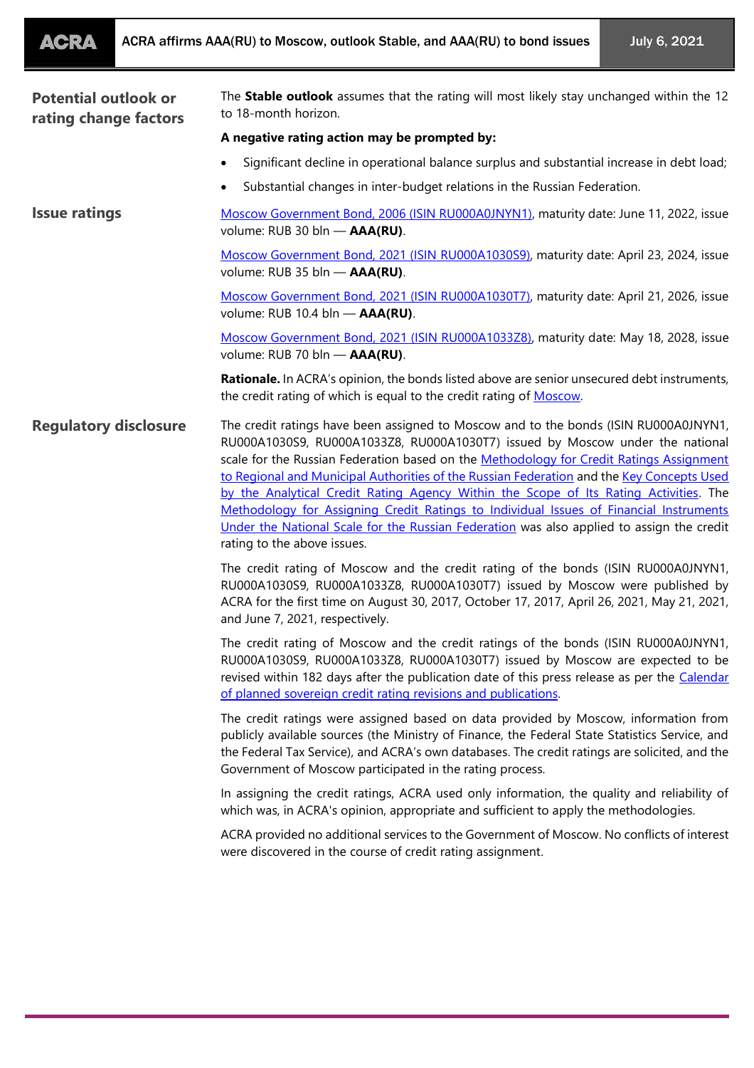## Potential outlook or rating change factors

The **Stable outlook** assumes that the rating will most likely stay unchanged within the 12 to 18-month horizon.

**A negative rating action may be prompted by:**

- Significant decline in operational balance surplus and substantial increase in debt load;
- Substantial changes in inter-budget relations in the Russian Federation.

## Issue ratings

Moscow Government Bond, 2006 (ISIN RU000A0JNYN1), maturity date: June 11, 2022, issue volume: RUB 30 bln — **AAA(RU)**.

Moscow Government Bond, 2021 (ISIN RU000A1030S9), maturity date: April 23, 2024, issue volume: RUB 35 bln — **AAA(RU)**.

Moscow Government Bond, 2021 (ISIN RU000A1030T7), maturity date: April 21, 2026, issue volume: RUB 10.4 bln — **AAA(RU)**.

Moscow Government Bond, 2021 (ISIN RU000A1033Z8), maturity date: May 18, 2028, issue volume: RUB 70 bln — **AAA(RU)**.

**Rationale.** In ACRA's opinion, the bonds listed above are senior unsecured debt instruments, the credit rating of which is equal to the credit rating of Moscow.

## Regulatory disclosure

The credit ratings have been assigned to Moscow and to the bonds (ISIN RU000A0JNYN1, RU000A1030S9, RU000A1033Z8, RU000A1030T7) issued by Moscow under the national scale for the Russian Federation based on the Methodology for Credit Ratings Assignment to Regional and Municipal Authorities of the Russian Federation and the Key Concepts Used by the Analytical Credit Rating Agency Within the Scope of Its Rating Activities. The Methodology for Assigning Credit Ratings to Individual Issues of Financial Instruments Under the National Scale for the Russian Federation was also applied to assign the credit rating to the above issues.

The credit rating of Moscow and the credit rating of the bonds (ISIN RU000A0JNYN1, RU000A1030S9, RU000A1033Z8, RU000A1030T7) issued by Moscow were published by ACRA for the first time on August 30, 2017, October 17, 2017, April 26, 2021, May 21, 2021, and June 7, 2021, respectively.

The credit rating of Moscow and the credit ratings of the bonds (ISIN RU000A0JNYN1, RU000A1030S9, RU000A1033Z8, RU000A1030T7) issued by Moscow are expected to be revised within 182 days after the publication date of this press release as per the Calendar of planned sovereign credit rating revisions and publications.

The credit ratings were assigned based on data provided by Moscow, information from publicly available sources (the Ministry of Finance, the Federal State Statistics Service, and the Federal Tax Service), and ACRA's own databases. The credit ratings are solicited, and the Government of Moscow participated in the rating process.

In assigning the credit ratings, ACRA used only information, the quality and reliability of which was, in ACRA's opinion, appropriate and sufficient to apply the methodologies.

ACRA provided no additional services to the Government of Moscow. No conflicts of interest were discovered in the course of credit rating assignment.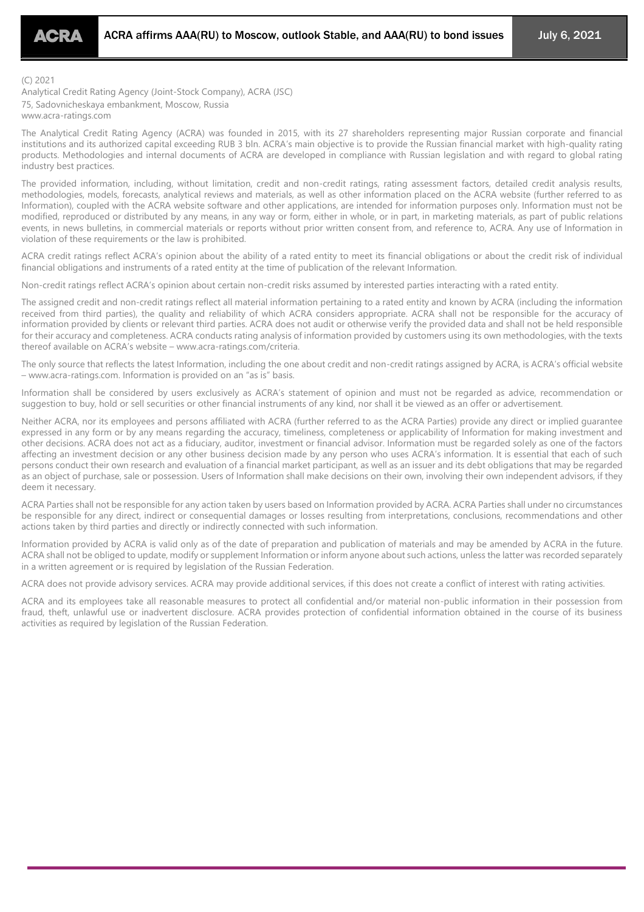(C) 2021

Analytical Credit Rating Agency (Joint-Stock Company), ACRA (JSC)

75, Sadovnicheskaya embankment, Moscow, Russia

www.acra-ratings.com

The Analytical Credit Rating Agency (ACRA) was founded in 2015, with its 27 shareholders representing major Russian corporate and financial institutions and its authorized capital exceeding RUB 3 bln. ACRA's main objective is to provide the Russian financial market with high-quality rating products. Methodologies and internal documents of ACRA are developed in compliance with Russian legislation and with regard to global rating industry best practices.

The provided information, including, without limitation, credit and non-credit ratings, rating assessment factors, detailed credit analysis results, methodologies, models, forecasts, analytical reviews and materials, as well as other information placed on the ACRA website (further referred to as Information), coupled with the ACRA website software and other applications, are intended for information purposes only. Information must not be modified, reproduced or distributed by any means, in any way or form, either in whole, or in part, in marketing materials, as part of public relations events, in news bulletins, in commercial materials or reports without prior written consent from, and reference to, ACRA. Any use of Information in violation of these requirements or the law is prohibited.

ACRA credit ratings reflect ACRA's opinion about the ability of a rated entity to meet its financial obligations or about the credit risk of individual financial obligations and instruments of a rated entity at the time of publication of the relevant Information.

Non-credit ratings reflect ACRA's opinion about certain non-credit risks assumed by interested parties interacting with a rated entity.

The assigned credit and non-credit ratings reflect all material information pertaining to a rated entity and known by ACRA (including the information received from third parties), the quality and reliability of which ACRA considers appropriate. ACRA shall not be responsible for the accuracy of information provided by clients or relevant third parties. ACRA does not audit or otherwise verify the provided data and shall not be held responsible for their accuracy and completeness. ACRA conducts rating analysis of information provided by customers using its own methodologies, with the texts thereof available on ACRA's website – www.acra-ratings.com/criteria.

The only source that reflects the latest Information, including the one about credit and non-credit ratings assigned by ACRA, is ACRA's official website – www.acra-ratings.com. Information is provided on an "as is" basis.

Information shall be considered by users exclusively as ACRA's statement of opinion and must not be regarded as advice, recommendation or suggestion to buy, hold or sell securities or other financial instruments of any kind, nor shall it be viewed as an offer or advertisement.

Neither ACRA, nor its employees and persons affiliated with ACRA (further referred to as the ACRA Parties) provide any direct or implied guarantee expressed in any form or by any means regarding the accuracy, timeliness, completeness or applicability of Information for making investment and other decisions. ACRA does not act as a fiduciary, auditor, investment or financial advisor. Information must be regarded solely as one of the factors affecting an investment decision or any other business decision made by any person who uses ACRA's information. It is essential that each of such persons conduct their own research and evaluation of a financial market participant, as well as an issuer and its debt obligations that may be regarded as an object of purchase, sale or possession. Users of Information shall make decisions on their own, involving their own independent advisors, if they deem it necessary.

ACRA Parties shall not be responsible for any action taken by users based on Information provided by ACRA. ACRA Parties shall under no circumstances be responsible for any direct, indirect or consequential damages or losses resulting from interpretations, conclusions, recommendations and other actions taken by third parties and directly or indirectly connected with such information.

Information provided by ACRA is valid only as of the date of preparation and publication of materials and may be amended by ACRA in the future. ACRA shall not be obliged to update, modify or supplement Information or inform anyone about such actions, unless the latter was recorded separately in a written agreement or is required by legislation of the Russian Federation.

ACRA does not provide advisory services. ACRA may provide additional services, if this does not create a conflict of interest with rating activities.

ACRA and its employees take all reasonable measures to protect all confidential and/or material non-public information in their possession from fraud, theft, unlawful use or inadvertent disclosure. ACRA provides protection of confidential information obtained in the course of its business activities as required by legislation of the Russian Federation.